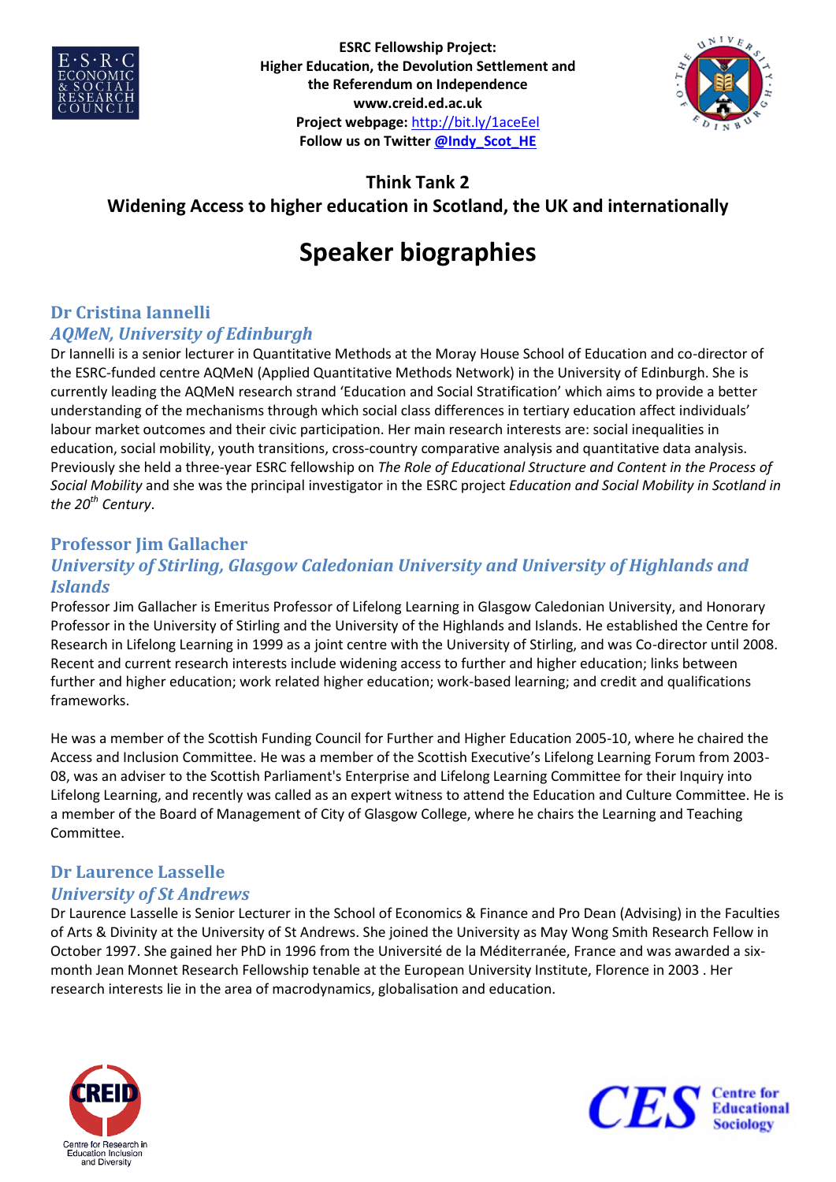**ESRC Fellowship Project:**
**Higher Education, the Devolution Settlement and the Referendum on Independence**
**www.creid.ed.ac.uk**
**Project webpage:** http://bit.ly/1aceEel
**Follow us on Twitter** @Indy_Scot_HE

## Think Tank 2
## Widening Access to higher education in Scotland, the UK and internationally

# Speaker biographies

### Dr Cristina Iannelli
*AQMeN, University of Edinburgh*

Dr Iannelli is a senior lecturer in Quantitative Methods at the Moray House School of Education and co-director of the ESRC-funded centre AQMeN (Applied Quantitative Methods Network) in the University of Edinburgh. She is currently leading the AQMeN research strand 'Education and Social Stratification' which aims to provide a better understanding of the mechanisms through which social class differences in tertiary education affect individuals' labour market outcomes and their civic participation. Her main research interests are: social inequalities in education, social mobility, youth transitions, cross-country comparative analysis and quantitative data analysis. Previously she held a three-year ESRC fellowship on *The Role of Educational Structure and Content in the Process of Social Mobility* and she was the principal investigator in the ESRC project *Education and Social Mobility in Scotland in the 20th Century*.

### Professor Jim Gallacher
*University of Stirling, Glasgow Caledonian University and University of Highlands and Islands*

Professor Jim Gallacher is Emeritus Professor of Lifelong Learning in Glasgow Caledonian University, and Honorary Professor in the University of Stirling and the University of the Highlands and Islands. He established the Centre for Research in Lifelong Learning in 1999 as a joint centre with the University of Stirling, and was Co-director until 2008. Recent and current research interests include widening access to further and higher education; links between further and higher education; work related higher education; work-based learning; and credit and qualifications frameworks.

He was a member of the Scottish Funding Council for Further and Higher Education 2005-10, where he chaired the Access and Inclusion Committee. He was a member of the Scottish Executive's Lifelong Learning Forum from 2003-08, was an adviser to the Scottish Parliament's Enterprise and Lifelong Learning Committee for their Inquiry into Lifelong Learning, and recently was called as an expert witness to attend the Education and Culture Committee. He is a member of the Board of Management of City of Glasgow College, where he chairs the Learning and Teaching Committee.

### Dr Laurence Lasselle
*University of St Andrews*

Dr Laurence Lasselle is Senior Lecturer in the School of Economics & Finance and Pro Dean (Advising) in the Faculties of Arts & Divinity at the University of St Andrews. She joined the University as May Wong Smith Research Fellow in October 1997. She gained her PhD in 1996 from the Université de la Méditerranée, France and was awarded a six-month Jean Monnet Research Fellowship tenable at the European University Institute, Florence in 2003 . Her research interests lie in the area of macrodynamics, globalisation and education.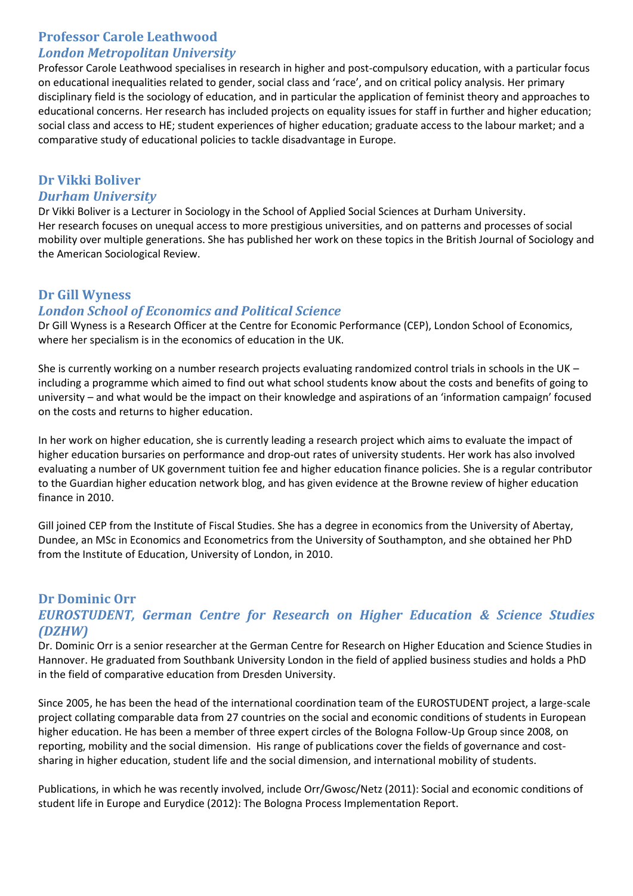## Professor Carole Leathwood

### *London Metropolitan University*

Professor Carole Leathwood specialises in research in higher and post-compulsory education, with a particular focus on educational inequalities related to gender, social class and 'race', and on critical policy analysis. Her primary disciplinary field is the sociology of education, and in particular the application of feminist theory and approaches to educational concerns. Her research has included projects on equality issues for staff in further and higher education; social class and access to HE; student experiences of higher education; graduate access to the labour market; and a comparative study of educational policies to tackle disadvantage in Europe.

## Dr Vikki Boliver

### *Durham University*

Dr Vikki Boliver is a Lecturer in Sociology in the School of Applied Social Sciences at Durham University. Her research focuses on unequal access to more prestigious universities, and on patterns and processes of social mobility over multiple generations. She has published her work on these topics in the British Journal of Sociology and the American Sociological Review.

## Dr Gill Wyness

### *London School of Economics and Political Science*

Dr Gill Wyness is a Research Officer at the Centre for Economic Performance (CEP), London School of Economics, where her specialism is in the economics of education in the UK.

She is currently working on a number research projects evaluating randomized control trials in schools in the UK – including a programme which aimed to find out what school students know about the costs and benefits of going to university – and what would be the impact on their knowledge and aspirations of an 'information campaign' focused on the costs and returns to higher education.

In her work on higher education, she is currently leading a research project which aims to evaluate the impact of higher education bursaries on performance and drop-out rates of university students. Her work has also involved evaluating a number of UK government tuition fee and higher education finance policies. She is a regular contributor to the Guardian higher education network blog, and has given evidence at the Browne review of higher education finance in 2010.

Gill joined CEP from the Institute of Fiscal Studies. She has a degree in economics from the University of Abertay, Dundee, an MSc in Economics and Econometrics from the University of Southampton, and she obtained her PhD from the Institute of Education, University of London, in 2010.

## Dr Dominic Orr

### *EUROSTUDENT, German Centre for Research on Higher Education & Science Studies (DZHW)*

Dr. Dominic Orr is a senior researcher at the German Centre for Research on Higher Education and Science Studies in Hannover. He graduated from Southbank University London in the field of applied business studies and holds a PhD in the field of comparative education from Dresden University.

Since 2005, he has been the head of the international coordination team of the EUROSTUDENT project, a large-scale project collating comparable data from 27 countries on the social and economic conditions of students in European higher education. He has been a member of three expert circles of the Bologna Follow-Up Group since 2008, on reporting, mobility and the social dimension. His range of publications cover the fields of governance and cost-sharing in higher education, student life and the social dimension, and international mobility of students.

Publications, in which he was recently involved, include Orr/Gwosc/Netz (2011): Social and economic conditions of student life in Europe and Eurydice (2012): The Bologna Process Implementation Report.